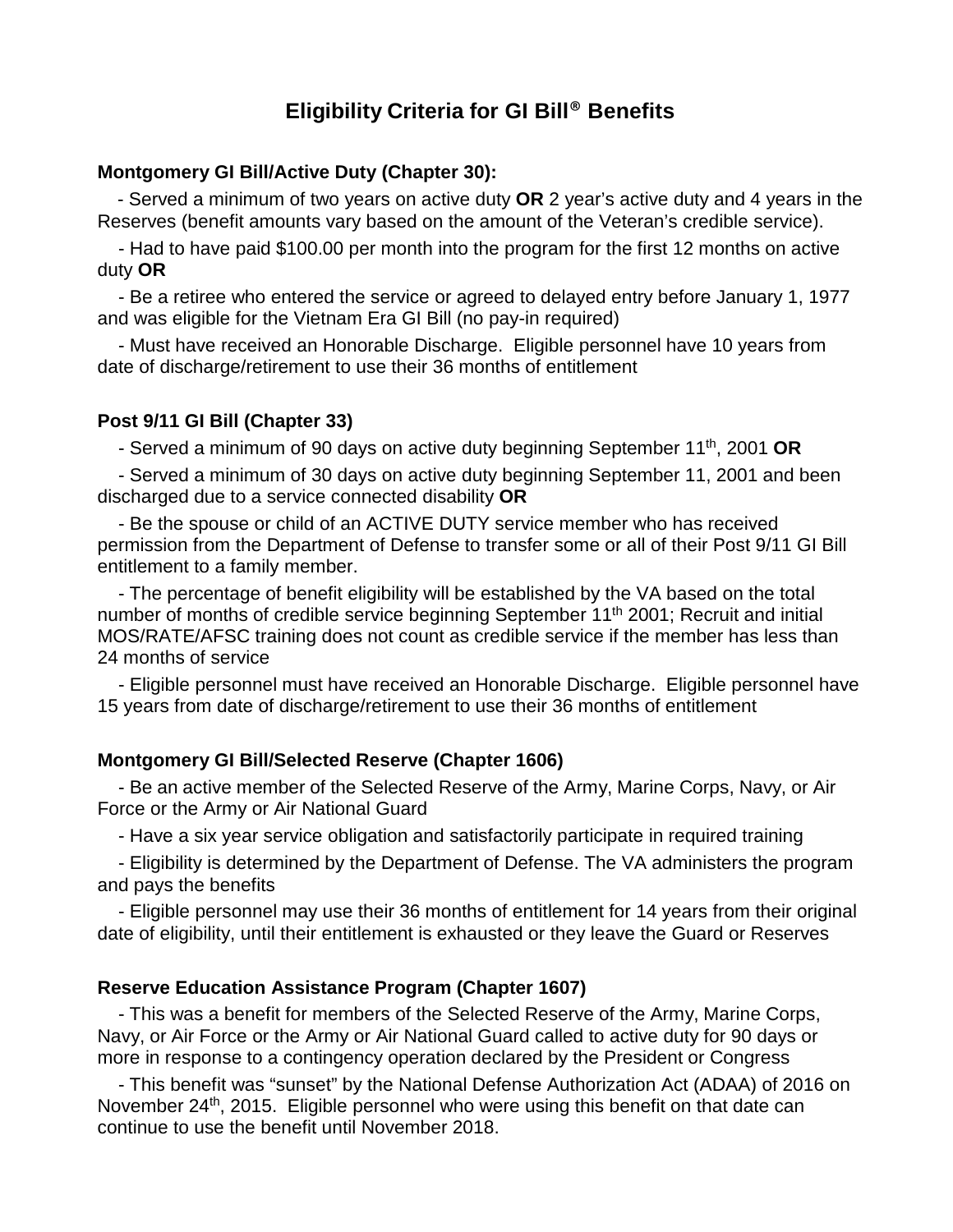# Eligibility Criteria for GI Bill® Benefits

**Montgomery GI Bill/Active Duty (Chapter 30):**

- Served a minimum of two years on active duty **OR** 2 year's active duty and 4 years in the Reserves (benefit amounts vary based on the amount of the Veteran's credible service).
- Had to have paid $100.00 per month into the program for the first 12 months on active duty **OR**
- Be a retiree who entered the service or agreed to delayed entry before January 1, 1977 and was eligible for the Vietnam Era GI Bill (no pay-in required)
- Must have received an Honorable Discharge. Eligible personnel have 10 years from date of discharge/retirement to use their 36 months of entitlement

**Post 9/11 GI Bill (Chapter 33)**

- Served a minimum of 90 days on active duty beginning September 11th, 2001 **OR**
- Served a minimum of 30 days on active duty beginning September 11, 2001 and been discharged due to a service connected disability **OR**
- Be the spouse or child of an ACTIVE DUTY service member who has received permission from the Department of Defense to transfer some or all of their Post 9/11 GI Bill entitlement to a family member.
- The percentage of benefit eligibility will be established by the VA based on the total number of months of credible service beginning September 11th 2001; Recruit and initial MOS/RATE/AFSC training does not count as credible service if the member has less than 24 months of service
- Eligible personnel must have received an Honorable Discharge. Eligible personnel have 15 years from date of discharge/retirement to use their 36 months of entitlement

**Montgomery GI Bill/Selected Reserve (Chapter 1606)**

- Be an active member of the Selected Reserve of the Army, Marine Corps, Navy, or Air Force or the Army or Air National Guard
- Have a six year service obligation and satisfactorily participate in required training
- Eligibility is determined by the Department of Defense. The VA administers the program and pays the benefits
- Eligible personnel may use their 36 months of entitlement for 14 years from their original date of eligibility, until their entitlement is exhausted or they leave the Guard or Reserves

**Reserve Education Assistance Program (Chapter 1607)**

- This was a benefit for members of the Selected Reserve of the Army, Marine Corps, Navy, or Air Force or the Army or Air National Guard called to active duty for 90 days or more in response to a contingency operation declared by the President or Congress
- This benefit was "sunset" by the National Defense Authorization Act (ADAA) of 2016 on November 24th, 2015. Eligible personnel who were using this benefit on that date can continue to use the benefit until November 2018.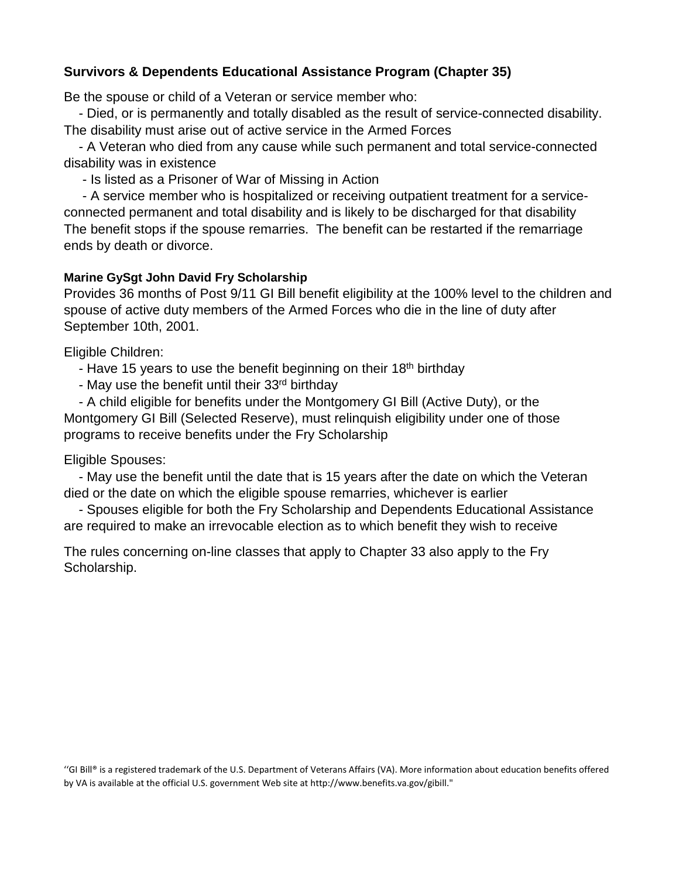**Survivors & Dependents Educational Assistance Program (Chapter 35)**

Be the spouse or child of a Veteran or service member who:

- Died, or is permanently and totally disabled as the result of service-connected disability. The disability must arise out of active service in the Armed Forces
- A Veteran who died from any cause while such permanent and total service-connected disability was in existence
- Is listed as a Prisoner of War of Missing in Action
- A service member who is hospitalized or receiving outpatient treatment for a service-connected permanent and total disability and is likely to be discharged for that disability

The benefit stops if the spouse remarries. The benefit can be restarted if the remarriage ends by death or divorce.

**Marine GySgt John David Fry Scholarship**

Provides 36 months of Post 9/11 GI Bill benefit eligibility at the 100% level to the children and spouse of active duty members of the Armed Forces who die in the line of duty after September 10th, 2001.

Eligible Children:

- Have 15 years to use the benefit beginning on their 18th birthday
- May use the benefit until their 33rd birthday
- A child eligible for benefits under the Montgomery GI Bill (Active Duty), or the Montgomery GI Bill (Selected Reserve), must relinquish eligibility under one of those programs to receive benefits under the Fry Scholarship

Eligible Spouses:

- May use the benefit until the date that is 15 years after the date on which the Veteran died or the date on which the eligible spouse remarries, whichever is earlier
- Spouses eligible for both the Fry Scholarship and Dependents Educational Assistance are required to make an irrevocable election as to which benefit they wish to receive

The rules concerning on-line classes that apply to Chapter 33 also apply to the Fry Scholarship.

''GI Bill® is a registered trademark of the U.S. Department of Veterans Affairs (VA). More information about education benefits offered by VA is available at the official U.S. government Web site at http://www.benefits.va.gov/gibill."